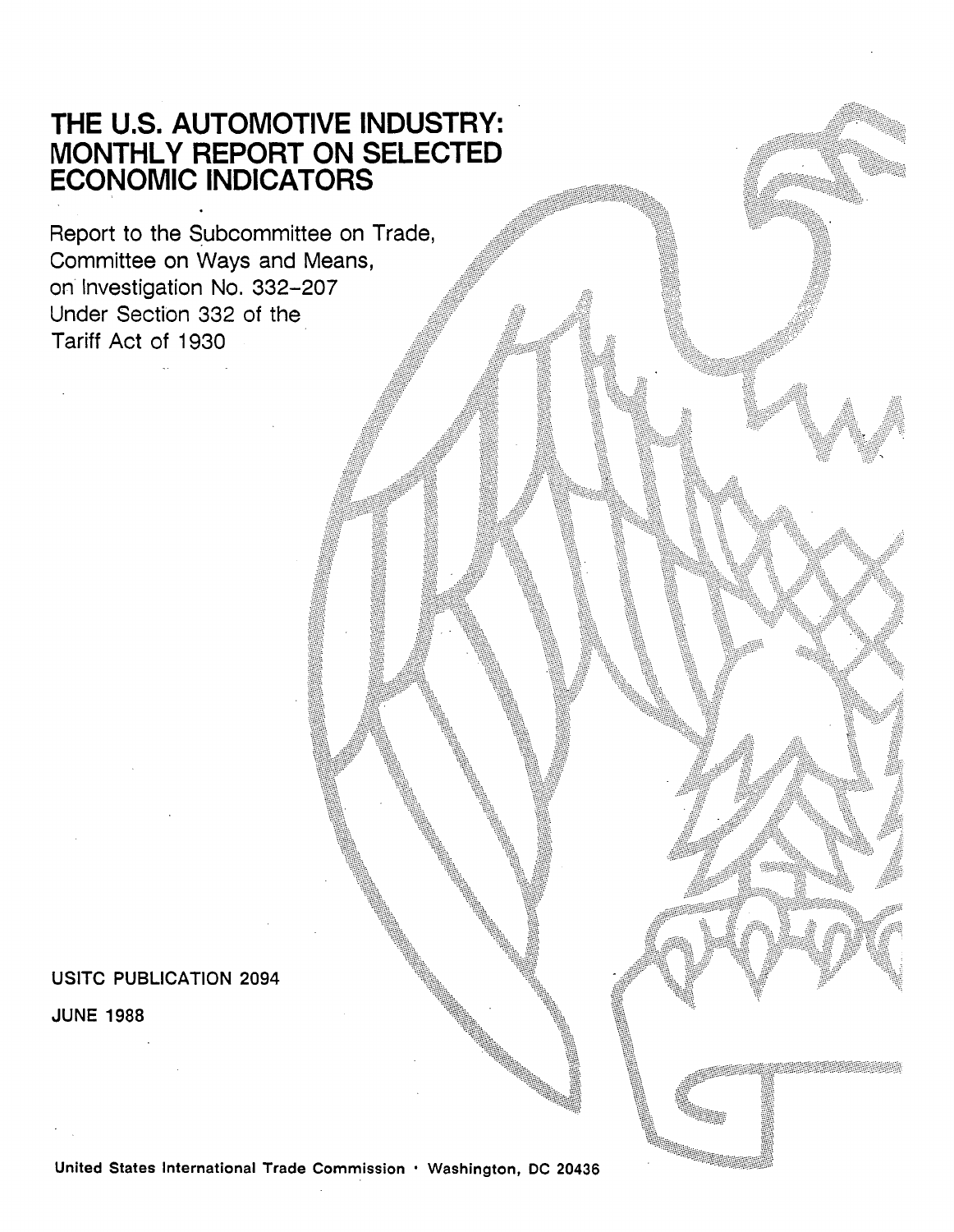# THE U.S. AUTOMOTIVE INDUSTRY: MONTHLY REPORT ON SELECTED ECONOMIC INDICATORS

Report to the Subcommittee on Trade, Committee on Ways and Means, on Investigation No. 332-207 Under Section 332 of the Tariff Act of 1930

USITC PUBLICATION 2094

JUNE 1988

United States International Trade Commission · Washington, DC 20436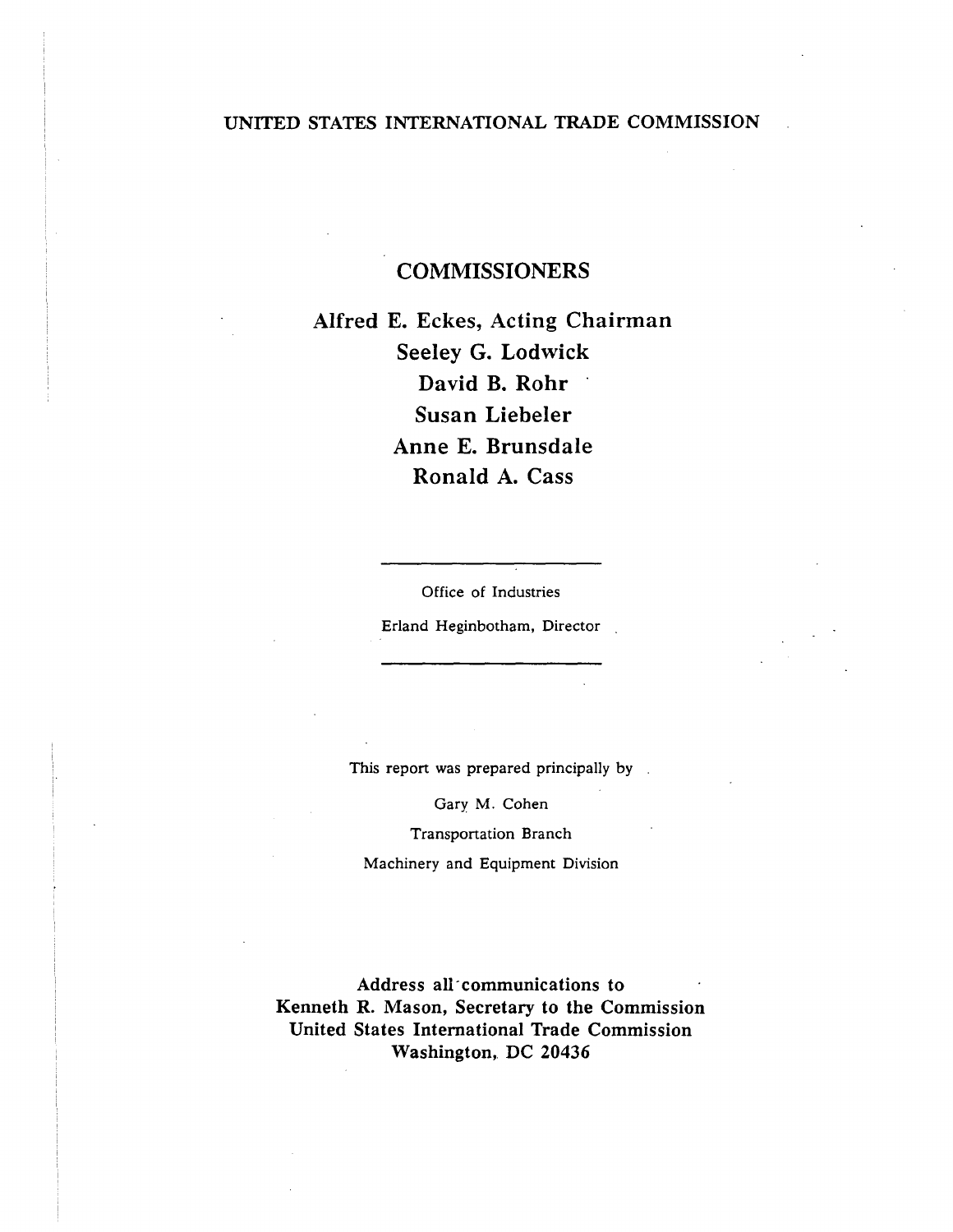UNITED STATES INTERNATIONAL TRADE COMMISSION

## COMMISSIONERS

**Alfred E. Eckes, Acting Chairman**
**Seeley G. Lodwick**
**David B. Rohr**
**Susan Liebeler**
**Anne E. Brunsdale**
**Ronald A. Cass**

---

Office of Industries

Erland Heginbotham, Director

---

This report was prepared principally by

Gary M. Cohen

Transportation Branch

Machinery and Equipment Division

**Address all communications to**
**Kenneth R. Mason, Secretary to the Commission**
**United States International Trade Commission**
**Washington, DC 20436**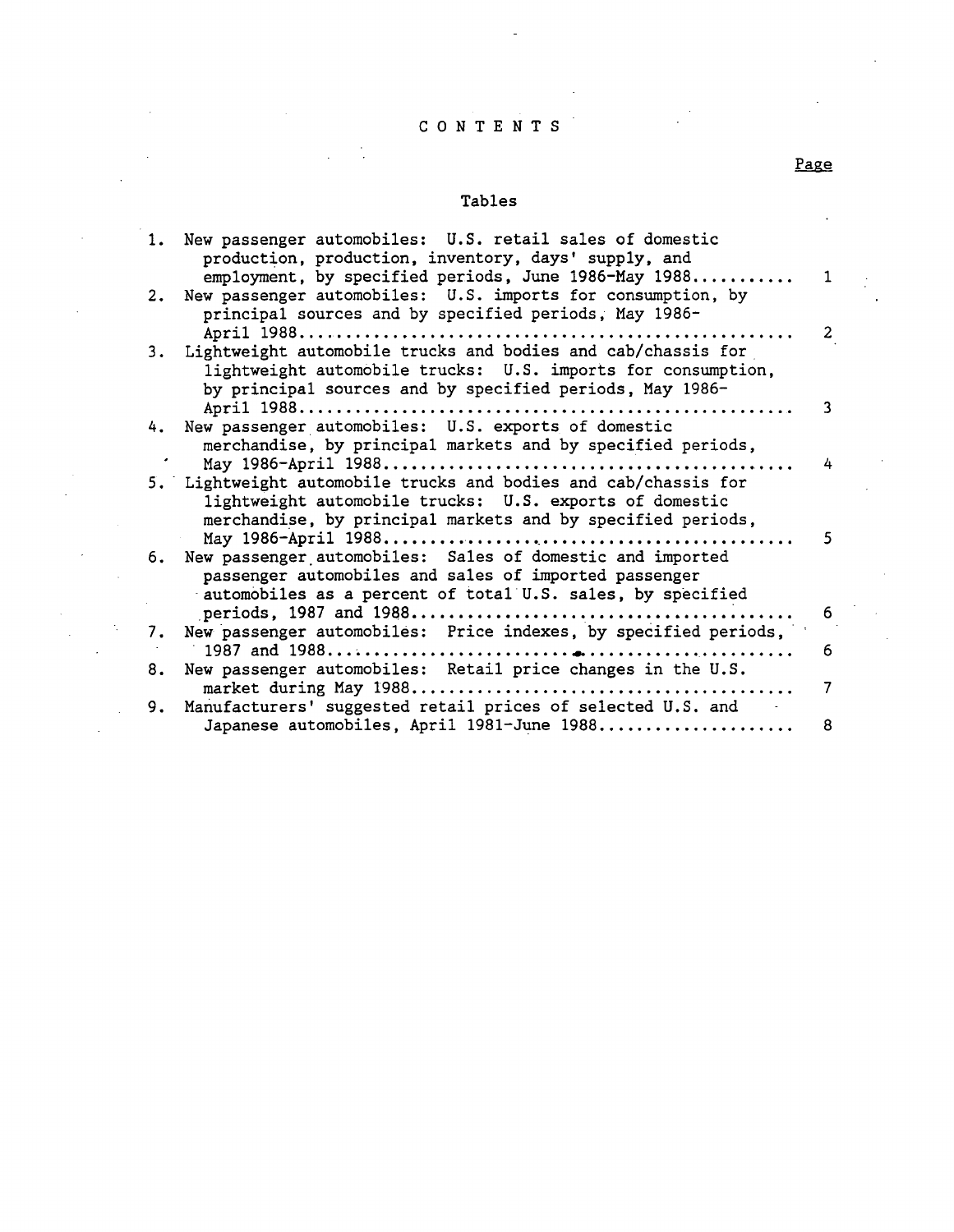# CONTENTS

Page

## Tables

1. New passenger automobiles: U.S. retail sales of domestic production, production, inventory, days' supply, and employment, by specified periods, June 1986-May 1988........... 1
2. New passenger automobiles: U.S. imports for consumption, by principal sources and by specified periods, May 1986-April 1988.................................................... 2
3. Lightweight automobile trucks and bodies and cab/chassis for lightweight automobile trucks: U.S. imports for consumption, by principal sources and by specified periods, May 1986-April 1988.................................................... 3
4. New passenger automobiles: U.S. exports of domestic merchandise, by principal markets and by specified periods, May 1986-April 1988........................................... 4
5. Lightweight automobile trucks and bodies and cab/chassis for lightweight automobile trucks: U.S. exports of domestic merchandise, by principal markets and by specified periods, May 1986-April 1988........................................... 5
6. New passenger automobiles: Sales of domestic and imported passenger automobiles and sales of imported passenger automobiles as a percent of total U.S. sales, by specified periods, 1987 and 1988........................................ 6
7. New passenger automobiles: Price indexes, by specified periods, 1987 and 1988..................................................... 6
8. New passenger automobiles: Retail price changes in the U.S. market during May 1988........................................ 7
9. Manufacturers' suggested retail prices of selected U.S. and Japanese automobiles, April 1981-June 1988..................... 8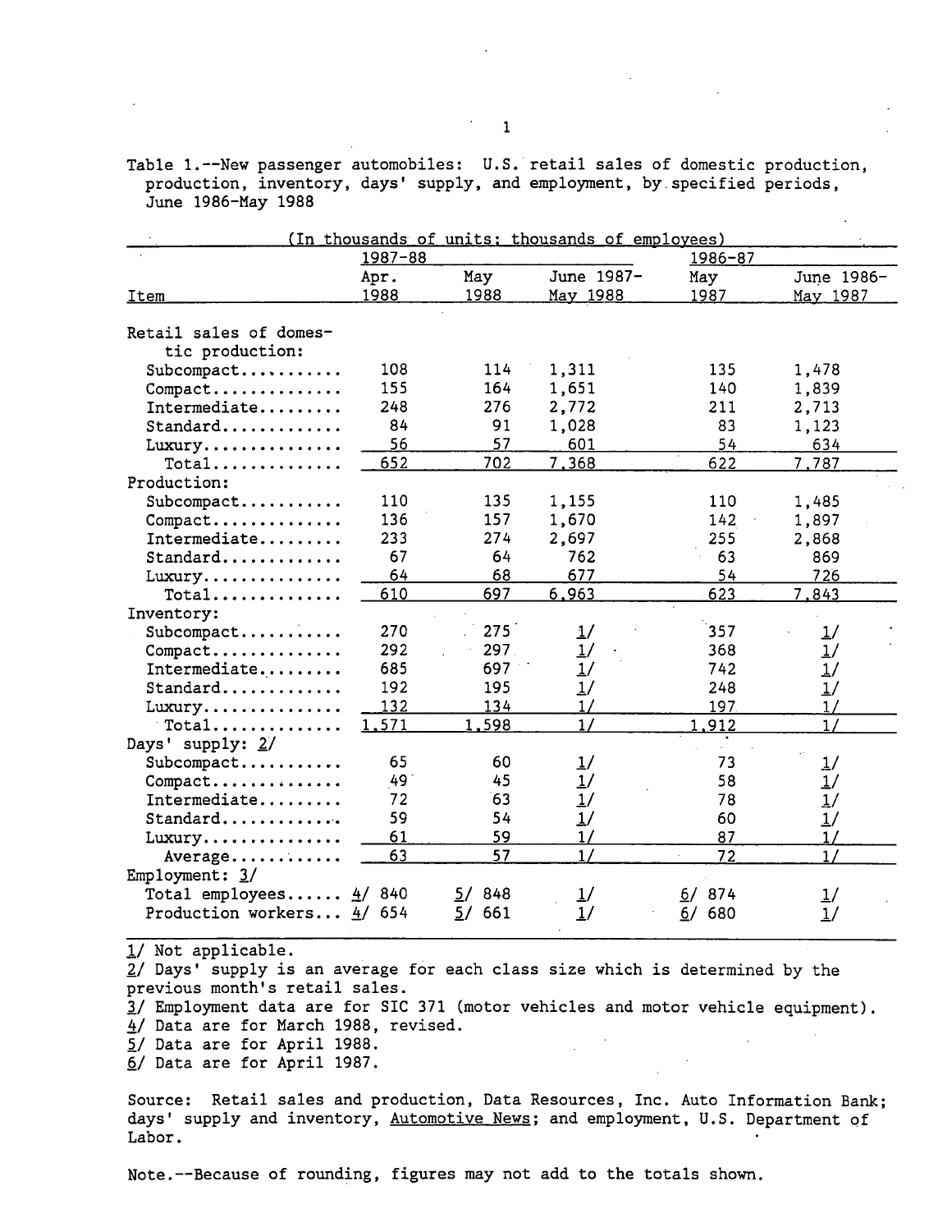Table 1.--New passenger automobiles: U.S. retail sales of domestic production, production, inventory, days' supply, and employment, by specified periods, June 1986-May 1988

(In thousands of units; thousands of employees)

| Item | 1987-88 | | | 1986-87 | |
|---|---|---|---|---|---|
| | Apr. 1988 | May 1988 | June 1987-May 1988 | May 1987 | June 1986-May 1987 |
| Retail sales of domestic production: | | | | | |
| Subcompact | 108 | 114 | 1,311 | 135 | 1,478 |
| Compact | 155 | 164 | 1,651 | 140 | 1,839 |
| Intermediate | 248 | 276 | 2,772 | 211 | 2,713 |
| Standard | 84 | 91 | 1,028 | 83 | 1,123 |
| Luxury | 56 | 57 | 601 | 54 | 634 |
| Total | 652 | 702 | 7,368 | 622 | 7,787 |
| Production: | | | | | |
| Subcompact | 110 | 135 | 1,155 | 110 | 1,485 |
| Compact | 136 | 157 | 1,670 | 142 | 1,897 |
| Intermediate | 233 | 274 | 2,697 | 255 | 2,868 |
| Standard | 67 | 64 | 762 | 63 | 869 |
| Luxury | 64 | 68 | 677 | 54 | 726 |
| Total | 610 | 697 | 6,963 | 623 | 7,843 |
| Inventory: | | | | | |
| Subcompact | 270 | 275 | 1/ | 357 | 1/ |
| Compact | 292 | 297 | 1/ | 368 | 1/ |
| Intermediate | 685 | 697 | 1/ | 742 | 1/ |
| Standard | 192 | 195 | 1/ | 248 | 1/ |
| Luxury | 132 | 134 | 1/ | 197 | 1/ |
| Total | 1,571 | 1,598 | 1/ | 1,912 | 1/ |
| Days' supply: 2/ | | | | | |
| Subcompact | 65 | 60 | 1/ | 73 | 1/ |
| Compact | 49 | 45 | 1/ | 58 | 1/ |
| Intermediate | 72 | 63 | 1/ | 78 | 1/ |
| Standard | 59 | 54 | 1/ | 60 | 1/ |
| Luxury | 61 | 59 | 1/ | 87 | 1/ |
| Average | 63 | 57 | 1/ | 72 | 1/ |
| Employment: 3/ | | | | | |
| Total employees | 4/ 840 | 5/ 848 | 1/ | 6/ 874 | 1/ |
| Production workers | 4/ 654 | 5/ 661 | 1/ | 6/ 680 | 1/ |

1/ Not applicable.
2/ Days' supply is an average for each class size which is determined by the previous month's retail sales.
3/ Employment data are for SIC 371 (motor vehicles and motor vehicle equipment).
4/ Data are for March 1988, revised.
5/ Data are for April 1988.
6/ Data are for April 1987.

Source: Retail sales and production, Data Resources, Inc. Auto Information Bank; days' supply and inventory, Automotive News; and employment, U.S. Department of Labor.

Note.--Because of rounding, figures may not add to the totals shown.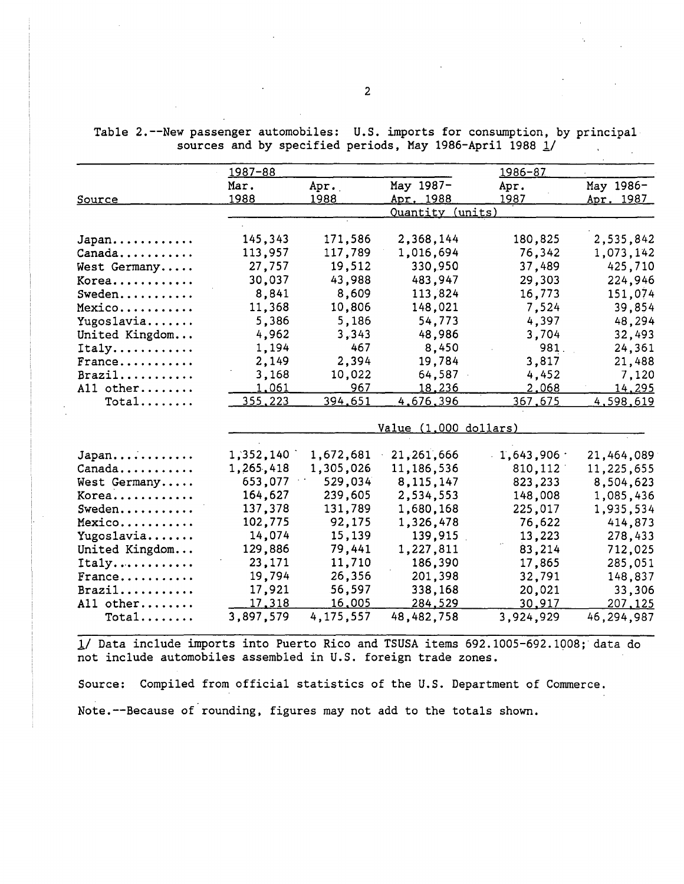Table 2.--New passenger automobiles: U.S. imports for consumption, by principal sources and by specified periods, May 1986-April 1988 1/

| Source | 1987-88 Mar. 1988 | Apr. 1988 | May 1987- Apr. 1988 | 1986-87 Apr. 1987 | May 1986- Apr. 1987 |
|---|---|---|---|---|---|
| | Quantity (units) | | | | |
| Japan | 145,343 | 171,586 | 2,368,144 | 180,825 | 2,535,842 |
| Canada | 113,957 | 117,789 | 1,016,694 | 76,342 | 1,073,142 |
| West Germany | 27,757 | 19,512 | 330,950 | 37,489 | 425,710 |
| Korea | 30,037 | 43,988 | 483,947 | 29,303 | 224,946 |
| Sweden | 8,841 | 8,609 | 113,824 | 16,773 | 151,074 |
| Mexico | 11,368 | 10,806 | 148,021 | 7,524 | 39,854 |
| Yugoslavia | 5,386 | 5,186 | 54,773 | 4,397 | 48,294 |
| United Kingdom | 4,962 | 3,343 | 48,986 | 3,704 | 32,493 |
| Italy | 1,194 | 467 | 8,450 | 981 | 24,361 |
| France | 2,149 | 2,394 | 19,784 | 3,817 | 21,488 |
| Brazil | 3,168 | 10,022 | 64,587 | 4,452 | 7,120 |
| All other | 1,061 | 967 | 18,236 | 2,068 | 14,295 |
| Total | 355,223 | 394,651 | 4,676,396 | 367,675 | 4,598,619 |
| | Value (1,000 dollars) | | | | |
| Japan | 1,352,140 | 1,672,681 | 21,261,666 | 1,643,906 | 21,464,089 |
| Canada | 1,265,418 | 1,305,026 | 11,186,536 | 810,112 | 11,225,655 |
| West Germany | 653,077 | 529,034 | 8,115,147 | 823,233 | 8,504,623 |
| Korea | 164,627 | 239,605 | 2,534,553 | 148,008 | 1,085,436 |
| Sweden | 137,378 | 131,789 | 1,680,168 | 225,017 | 1,935,534 |
| Mexico | 102,775 | 92,175 | 1,326,478 | 76,622 | 414,873 |
| Yugoslavia | 14,074 | 15,139 | 139,915 | 13,223 | 278,433 |
| United Kingdom | 129,886 | 79,441 | 1,227,811 | 83,214 | 712,025 |
| Italy | 23,171 | 11,710 | 186,390 | 17,865 | 285,051 |
| France | 19,794 | 26,356 | 201,398 | 32,791 | 148,837 |
| Brazil | 17,921 | 56,597 | 338,168 | 20,021 | 33,306 |
| All other | 17,318 | 16,005 | 284,529 | 30,917 | 207,125 |
| Total | 3,897,579 | 4,175,557 | 48,482,758 | 3,924,929 | 46,294,987 |

1/ Data include imports into Puerto Rico and TSUSA items 692.1005-692.1008; data do not include automobiles assembled in U.S. foreign trade zones.

Source: Compiled from official statistics of the U.S. Department of Commerce.

Note.--Because of rounding, figures may not add to the totals shown.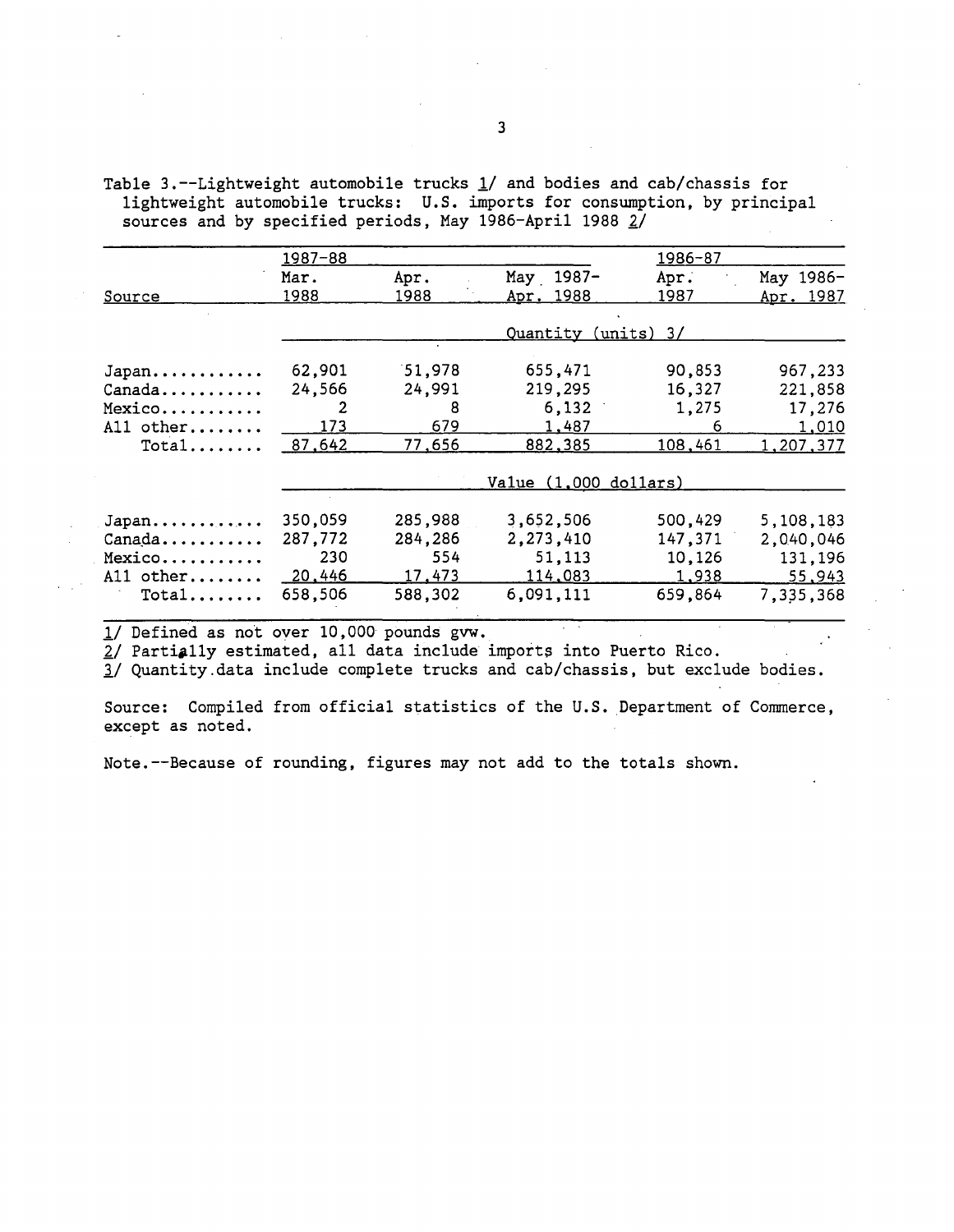Table 3.--Lightweight automobile trucks 1/ and bodies and cab/chassis for lightweight automobile trucks: U.S. imports for consumption, by principal sources and by specified periods, May 1986-April 1988 2/

| Source | 1987-88 Mar. 1988 | Apr. 1988 | May 1987-Apr. 1988 | 1986-87 Apr. 1987 | May 1986-Apr. 1987 |
|---|---|---|---|---|---|
| | Quantity (units) 3/ | | | | |
| Japan | 62,901 | 51,978 | 655,471 | 90,853 | 967,233 |
| Canada | 24,566 | 24,991 | 219,295 | 16,327 | 221,858 |
| Mexico | 2 | 8 | 6,132 | 1,275 | 17,276 |
| All other | 173 | 679 | 1,487 | 6 | 1,010 |
| Total | 87,642 | 77,656 | 882,385 | 108,461 | 1,207,377 |
| | Value (1,000 dollars) | | | | |
| Japan | 350,059 | 285,988 | 3,652,506 | 500,429 | 5,108,183 |
| Canada | 287,772 | 284,286 | 2,273,410 | 147,371 | 2,040,046 |
| Mexico | 230 | 554 | 51,113 | 10,126 | 131,196 |
| All other | 20,446 | 17,473 | 114,083 | 1,938 | 55,943 |
| Total | 658,506 | 588,302 | 6,091,111 | 659,864 | 7,335,368 |

1/ Defined as not over 10,000 pounds gvw.
2/ Partially estimated, all data include imports into Puerto Rico.
3/ Quantity data include complete trucks and cab/chassis, but exclude bodies.

Source: Compiled from official statistics of the U.S. Department of Commerce, except as noted.

Note.--Because of rounding, figures may not add to the totals shown.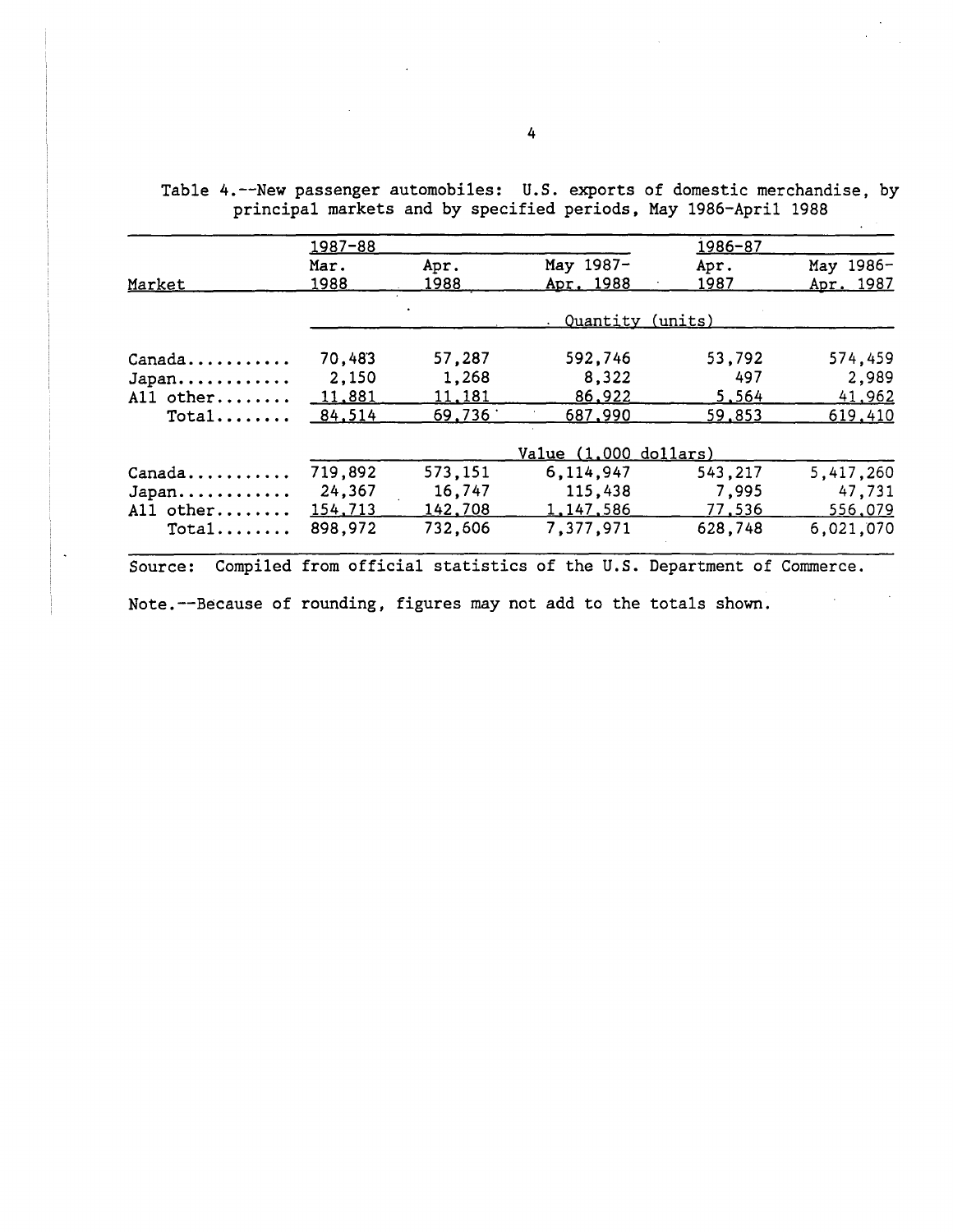Table 4.--New passenger automobiles: U.S. exports of domestic merchandise, by principal markets and by specified periods, May 1986-April 1988

| Market | 1987-88 | | | 1986-87 | |
|---|---|---|---|---|---|
| | Mar. 1988 | Apr. 1988 | May 1987- Apr. 1988 | Apr. 1987 | May 1986- Apr. 1987 |
| | Quantity (units) | | | | |
| Canada........... | 70,483 | 57,287 | 592,746 | 53,792 | 574,459 |
| Japan............ | 2,150 | 1,268 | 8,322 | 497 | 2,989 |
| All other........ | 11,881 | 11,181 | 86,922 | 5,564 | 41,962 |
| Total........ | 84,514 | 69,736 | 687,990 | 59,853 | 619,410 |
| | Value (1,000 dollars) | | | | |
| Canada........... | 719,892 | 573,151 | 6,114,947 | 543,217 | 5,417,260 |
| Japan............ | 24,367 | 16,747 | 115,438 | 7,995 | 47,731 |
| All other........ | 154,713 | 142,708 | 1,147,586 | 77,536 | 556,079 |
| Total........ | 898,972 | 732,606 | 7,377,971 | 628,748 | 6,021,070 |

Source: Compiled from official statistics of the U.S. Department of Commerce.

Note.--Because of rounding, figures may not add to the totals shown.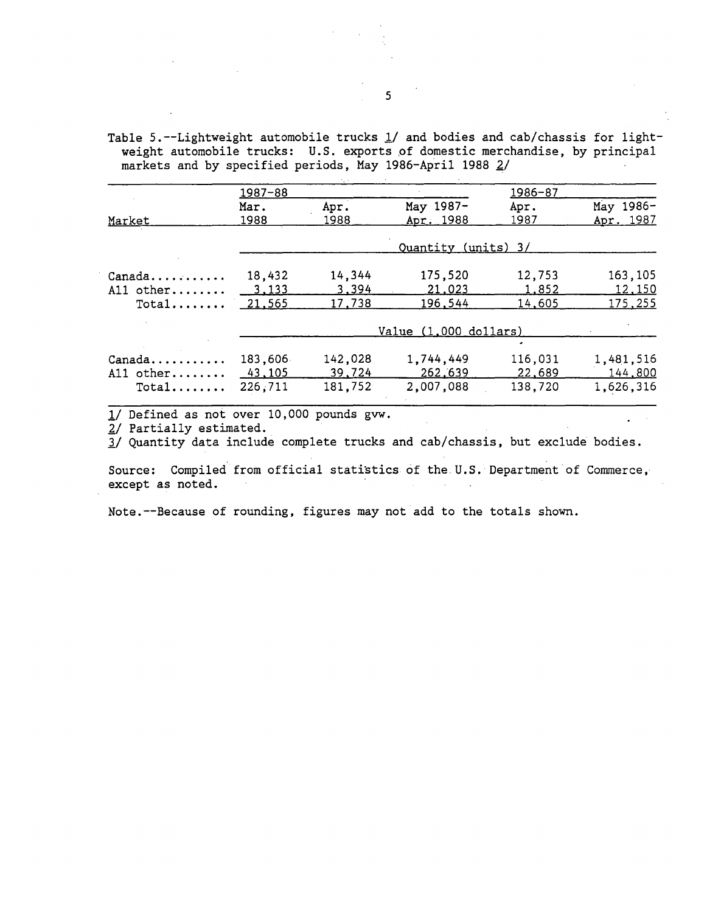Table 5.--Lightweight automobile trucks 1/ and bodies and cab/chassis for lightweight automobile trucks: U.S. exports of domestic merchandise, by principal markets and by specified periods, May 1986-April 1988 2/

| Market | 1987-88 | | | 1986-87 | |
|---|---|---|---|---|---|
| | Mar. 1988 | Apr. 1988 | May 1987-Apr. 1988 | Apr. 1987 | May 1986-Apr. 1987 |
| | Quantity (units) 3/ | | | | |
| Canada | 18,432 | 14,344 | 175,520 | 12,753 | 163,105 |
| All other | 3,133 | 3,394 | 21,023 | 1,852 | 12,150 |
| Total | 21,565 | 17,738 | 196,544 | 14,605 | 175,255 |
| | Value (1,000 dollars) | | | | |
| Canada | 183,606 | 142,028 | 1,744,449 | 116,031 | 1,481,516 |
| All other | 43,105 | 39,724 | 262,639 | 22,689 | 144,800 |
| Total | 226,711 | 181,752 | 2,007,088 | 138,720 | 1,626,316 |

1/ Defined as not over 10,000 pounds gvw.

2/ Partially estimated.

3/ Quantity data include complete trucks and cab/chassis, but exclude bodies.

Source: Compiled from official statistics of the U.S. Department of Commerce, except as noted.

Note.--Because of rounding, figures may not add to the totals shown.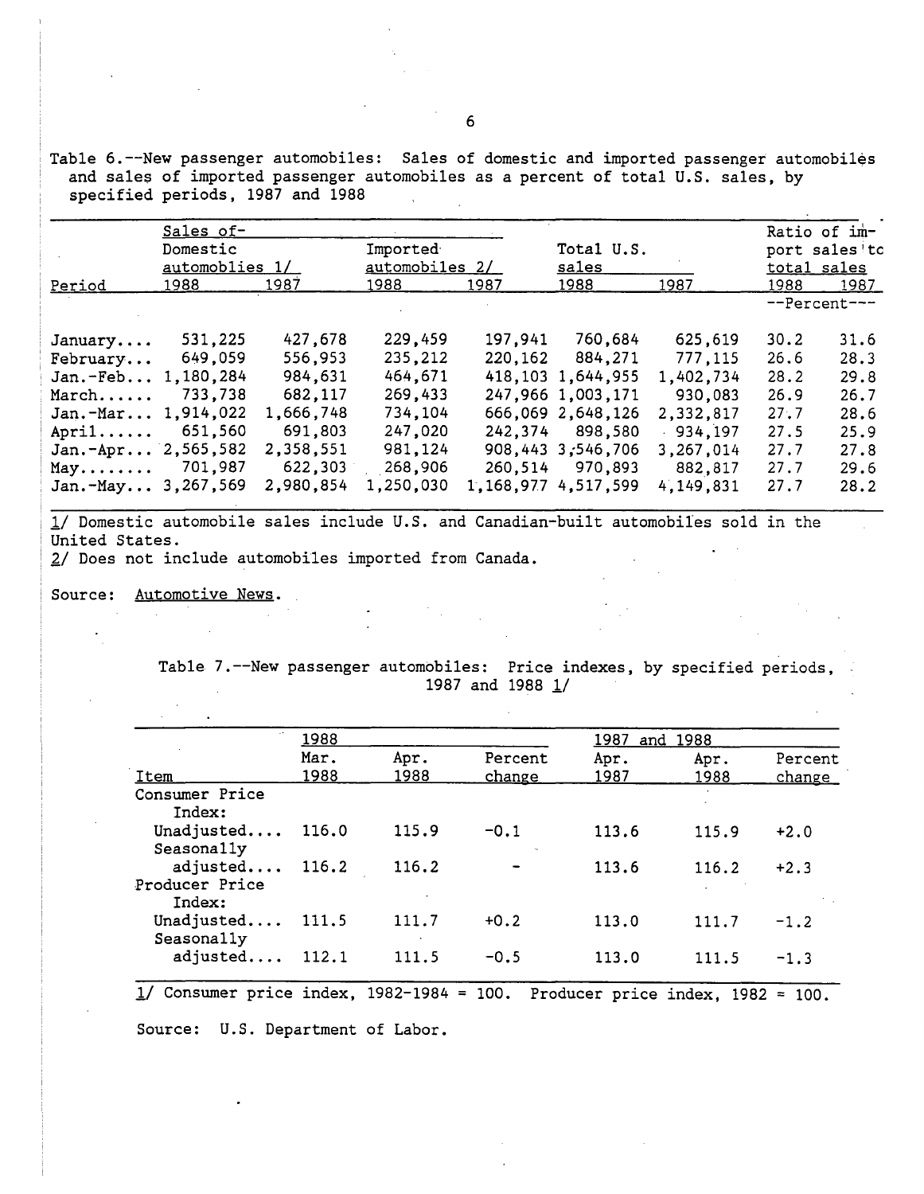Table 6.--New passenger automobiles: Sales of domestic and imported passenger automobiles and sales of imported passenger automobiles as a percent of total U.S. sales, by specified periods, 1987 and 1988

| Period | Sales of-- Domestic automobiles 1/ 1988 | 1987 | Imported automobiles 2/ 1988 | 1987 | Total U.S. sales 1988 | 1987 | Ratio of import sales to total sales 1988 | 1987 |
|---|---|---|---|---|---|---|---|---|
| | | | | | | | --Percent-- | |
| January.... | 531,225 | 427,678 | 229,459 | 197,941 | 760,684 | 625,619 | 30.2 | 31.6 |
| February... | 649,059 | 556,953 | 235,212 | 220,162 | 884,271 | 777,115 | 26.6 | 28.3 |
| Jan.-Feb... | 1,180,284 | 984,631 | 464,671 | 418,103 | 1,644,955 | 1,402,734 | 28.2 | 29.8 |
| March...... | 733,738 | 682,117 | 269,433 | 247,966 | 1,003,171 | 930,083 | 26.9 | 26.7 |
| Jan.-Mar... | 1,914,022 | 1,666,748 | 734,104 | 666,069 | 2,648,126 | 2,332,817 | 27.7 | 28.6 |
| April...... | 651,560 | 691,803 | 247,020 | 242,374 | 898,580 | 934,197 | 27.5 | 25.9 |
| Jan.-Apr... | 2,565,582 | 2,358,551 | 981,124 | 908,443 | 3,546,706 | 3,267,014 | 27.7 | 27.8 |
| May........ | 701,987 | 622,303 | 268,906 | 260,514 | 970,893 | 882,817 | 27.7 | 29.6 |
| Jan.-May... | 3,267,569 | 2,980,854 | 1,250,030 | 1,168,977 | 4,517,599 | 4,149,831 | 27.7 | 28.2 |

1/ Domestic automobile sales include U.S. and Canadian-built automobiles sold in the United States.
2/ Does not include automobiles imported from Canada.

Source: Automotive News.

Table 7.--New passenger automobiles: Price indexes, by specified periods, 1987 and 1988 1/

| Item | 1988 Mar. 1988 | Apr. 1988 | Percent change | 1987 and 1988 Apr. 1987 | Apr. 1988 | Percent change |
|---|---|---|---|---|---|---|
| Consumer Price Index: | | | | | | |
| Unadjusted.... | 116.0 | 115.9 | -0.1 | 113.6 | 115.9 | +2.0 |
| Seasonally adjusted.... | 116.2 | 116.2 | - | 113.6 | 116.2 | +2.3 |
| Producer Price Index: | | | | | | |
| Unadjusted.... | 111.5 | 111.7 | +0.2 | 113.0 | 111.7 | -1.2 |
| Seasonally adjusted.... | 112.1 | 111.5 | -0.5 | 113.0 | 111.5 | -1.3 |

1/ Consumer price index, 1982-1984 = 100. Producer price index, 1982 = 100.

Source: U.S. Department of Labor.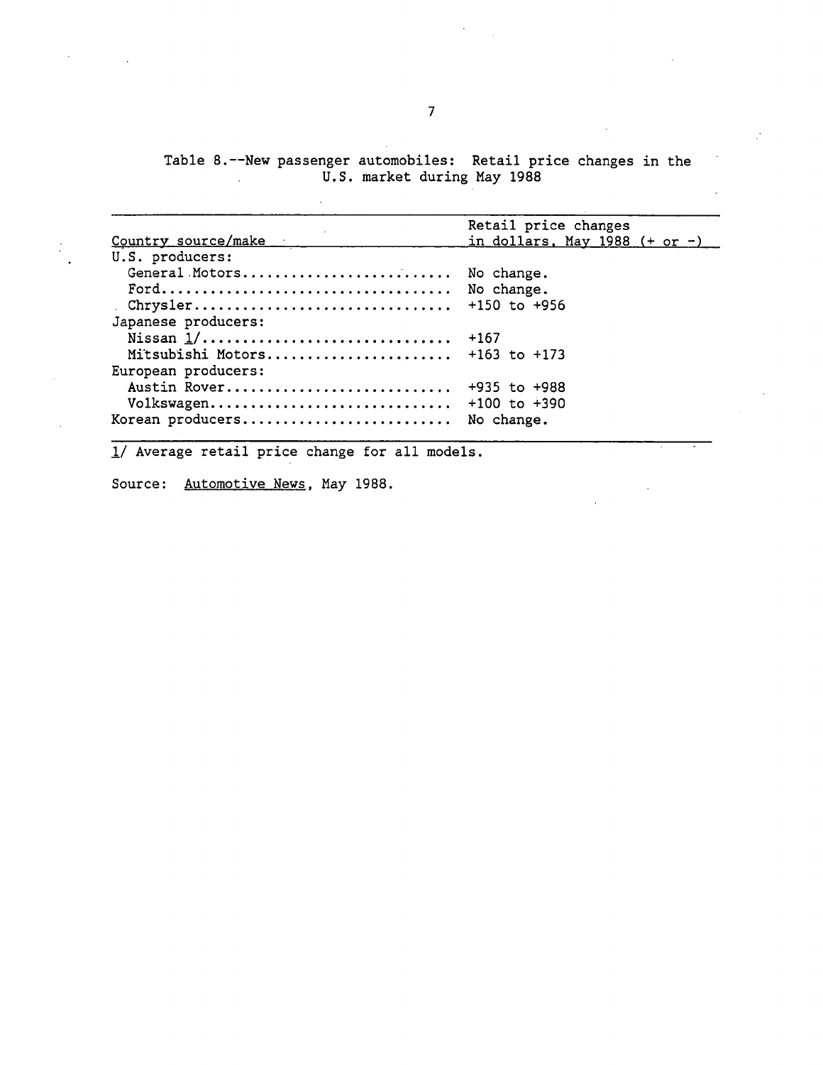Table 8.--New passenger automobiles: Retail price changes in the U.S. market during May 1988

| Country source/make | Retail price changes in dollars, May 1988 (+ or -) |
|---|---|
| U.S. producers: | |
| General Motors | No change. |
| Ford | No change. |
| Chrysler | +150 to +956 |
| Japanese producers: | |
| Nissan 1/ | +167 |
| Mitsubishi Motors | +163 to +173 |
| European producers: | |
| Austin Rover | +935 to +988 |
| Volkswagen | +100 to +390 |
| Korean producers | No change. |

1/ Average retail price change for all models.

Source: Automotive News, May 1988.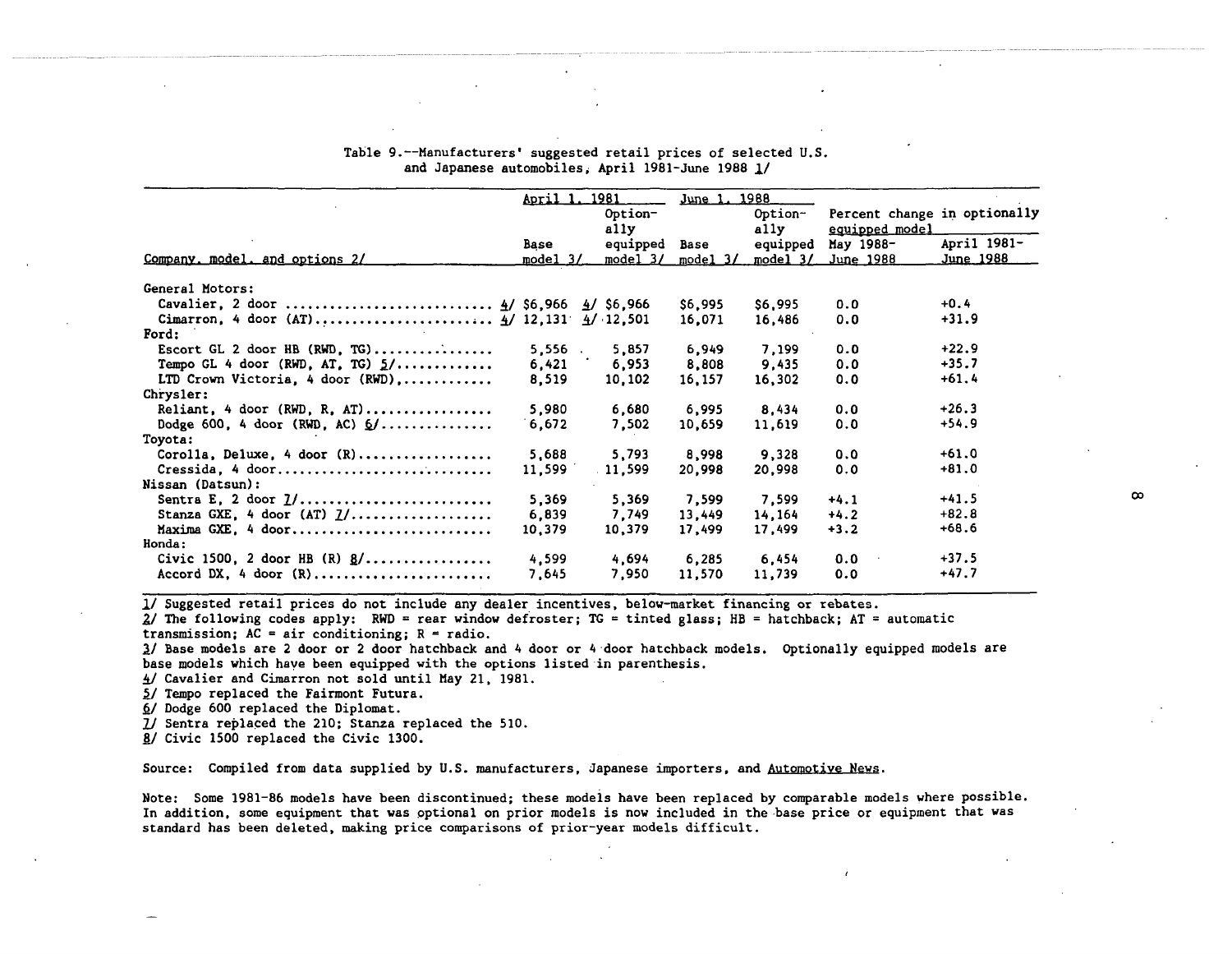Table 9.--Manufacturers' suggested retail prices of selected U.S. and Japanese automobiles, April 1981-June 1988 1/

| Company, model, and options 2/ | April 1, 1981 | | June 1, 1988 | | Percent change in optionally equipped model | |
|---|---|---|---|---|---|---|
| | Base model 3/ | Optionally equipped model 3/ | Base model 3/ | Optionally equipped model 3/ | May 1988-June 1988 | April 1981-June 1988 |
| General Motors: | | | | | | |
| Cavalier, 2 door | 4/ $6,966 | 4/ $6,966 | $6,995 | $6,995 | 0.0 | +0.4 |
| Cimarron, 4 door (AT) | 4/ 12,131 | 4/ 12,501 | 16,071 | 16,486 | 0.0 | +31.9 |
| Ford: | | | | | | |
| Escort GL 2 door HB (RWD, TG) | 5,556 | 5,857 | 6,949 | 7,199 | 0.0 | +22.9 |
| Tempo GL 4 door (RWD, AT, TG) 5/ | 6,421 | 6,953 | 8,808 | 9,435 | 0.0 | +35.7 |
| LTD Crown Victoria, 4 door (RWD) | 8,519 | 10,102 | 16,157 | 16,302 | 0.0 | +61.4 |
| Chrysler: | | | | | | |
| Reliant, 4 door (RWD, R, AT) | 5,980 | 6,680 | 6,995 | 8,434 | 0.0 | +26.3 |
| Dodge 600, 4 door (RWD, AC) 6/ | 6,672 | 7,502 | 10,659 | 11,619 | 0.0 | +54.9 |
| Toyota: | | | | | | |
| Corolla, Deluxe, 4 door (R) | 5,688 | 5,793 | 8,998 | 9,328 | 0.0 | +61.0 |
| Cressida, 4 door | 11,599 | 11,599 | 20,998 | 20,998 | 0.0 | +81.0 |
| Nissan (Datsun): | | | | | | |
| Sentra E, 2 door 7/ | 5,369 | 5,369 | 7,599 | 7,599 | +4.1 | +41.5 |
| Stanza GXE, 4 door (AT) 7/ | 6,839 | 7,749 | 13,449 | 14,164 | +4.2 | +82.8 |
| Maxima GXE, 4 door | 10,379 | 10,379 | 17,499 | 17,499 | +3.2 | +68.6 |
| Honda: | | | | | | |
| Civic 1500, 2 door HB (R) 8/ | 4,599 | 4,694 | 6,285 | 6,454 | 0.0 | +37.5 |
| Accord DX, 4 door (R) | 7,645 | 7,950 | 11,570 | 11,739 | 0.0 | +47.7 |

1/ Suggested retail prices do not include any dealer incentives, below-market financing or rebates.
2/ The following codes apply: RWD = rear window defroster; TG = tinted glass; HB = hatchback; AT = automatic transmission; AC = air conditioning; R = radio.
3/ Base models are 2 door or 2 door hatchback and 4 door or 4 door hatchback models. Optionally equipped models are base models which have been equipped with the options listed in parenthesis.
4/ Cavalier and Cimarron not sold until May 21, 1981.
5/ Tempo replaced the Fairmont Futura.
6/ Dodge 600 replaced the Diplomat.
7/ Sentra replaced the 210; Stanza replaced the 510.
8/ Civic 1500 replaced the Civic 1300.

Source: Compiled from data supplied by U.S. manufacturers, Japanese importers, and Automotive News.

Note: Some 1981-86 models have been discontinued; these models have been replaced by comparable models where possible. In addition, some equipment that was optional on prior models is now included in the base price or equipment that was standard has been deleted, making price comparisons of prior-year models difficult.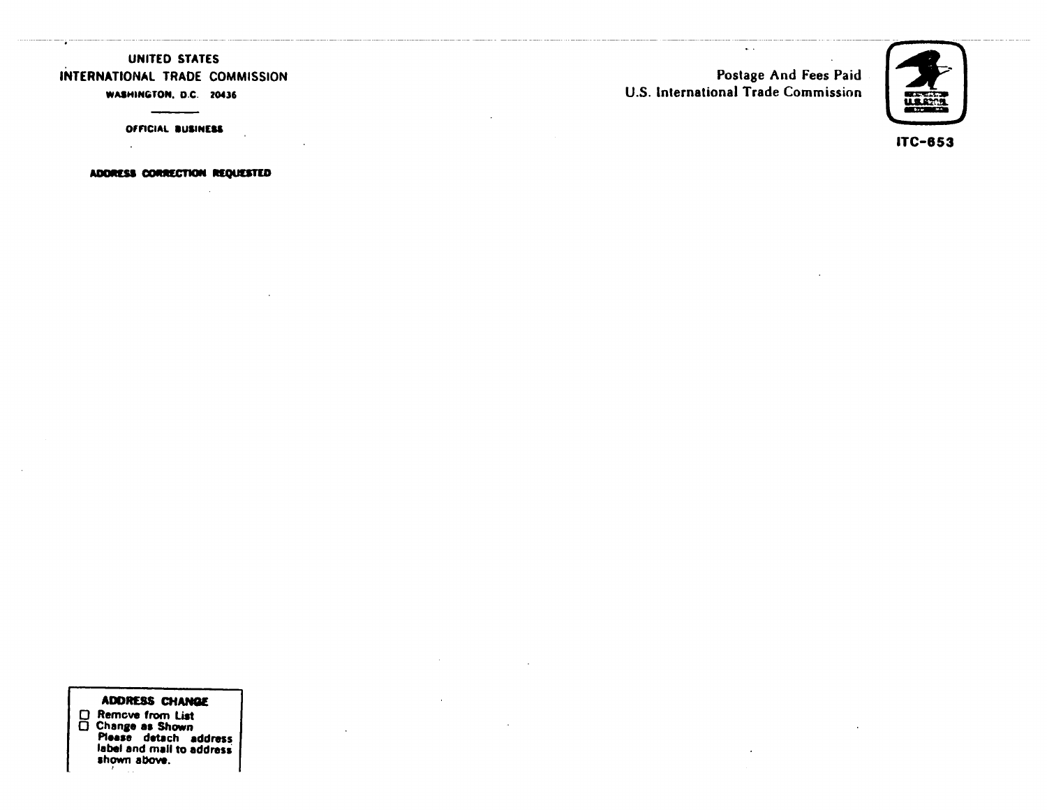UNITED STATES
INTERNATIONAL TRADE COMMISSION
WASHINGTON, D.C. 20436

OFFICIAL BUSINESS

ADDRESS CORRECTION REQUESTED

Postage And Fees Paid
U.S. International Trade Commission

ITC-653

**ADDRESS CHANGE**

- ☐ Remove from List
- ☐ Change as Shown

Please detach address label and mail to address shown above.